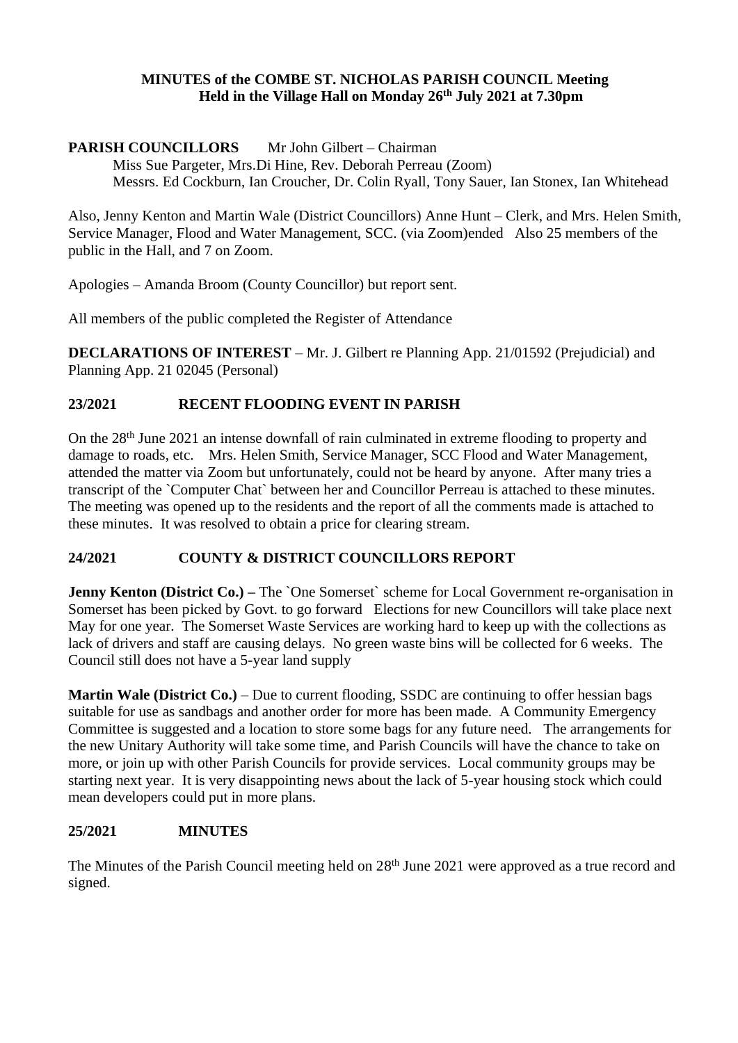**MINUTES of the COMBE ST. NICHOLAS PARISH COUNCIL Meeting**
**Held in the Village Hall on Monday 26th July 2021 at 7.30pm**

**PARISH COUNCILLORS** Mr John Gilbert – Chairman
Miss Sue Pargeter, Mrs.Di Hine, Rev. Deborah Perreau (Zoom)
Messrs. Ed Cockburn, Ian Croucher, Dr. Colin Ryall, Tony Sauer, Ian Stonex, Ian Whitehead

Also, Jenny Kenton and Martin Wale (District Councillors) Anne Hunt – Clerk, and Mrs. Helen Smith, Service Manager, Flood and Water Management, SCC. (via Zoom)ended Also 25 members of the public in the Hall, and 7 on Zoom.

Apologies – Amanda Broom (County Councillor) but report sent.

All members of the public completed the Register of Attendance

**DECLARATIONS OF INTEREST** – Mr. J. Gilbert re Planning App. 21/01592 (Prejudicial) and Planning App. 21 02045 (Personal)

## 23/2021 RECENT FLOODING EVENT IN PARISH

On the 28th June 2021 an intense downfall of rain culminated in extreme flooding to property and damage to roads, etc. Mrs. Helen Smith, Service Manager, SCC Flood and Water Management, attended the matter via Zoom but unfortunately, could not be heard by anyone. After many tries a transcript of the `Computer Chat` between her and Councillor Perreau is attached to these minutes. The meeting was opened up to the residents and the report of all the comments made is attached to these minutes. It was resolved to obtain a price for clearing stream.

## 24/2021 COUNTY & DISTRICT COUNCILLORS REPORT

**Jenny Kenton (District Co.) –** The `One Somerset` scheme for Local Government re-organisation in Somerset has been picked by Govt. to go forward Elections for new Councillors will take place next May for one year. The Somerset Waste Services are working hard to keep up with the collections as lack of drivers and staff are causing delays. No green waste bins will be collected for 6 weeks. The Council still does not have a 5-year land supply

**Martin Wale (District Co.)** – Due to current flooding, SSDC are continuing to offer hessian bags suitable for use as sandbags and another order for more has been made. A Community Emergency Committee is suggested and a location to store some bags for any future need. The arrangements for the new Unitary Authority will take some time, and Parish Councils will have the chance to take on more, or join up with other Parish Councils for provide services. Local community groups may be starting next year. It is very disappointing news about the lack of 5-year housing stock which could mean developers could put in more plans.

## 25/2021 MINUTES

The Minutes of the Parish Council meeting held on 28th June 2021 were approved as a true record and signed.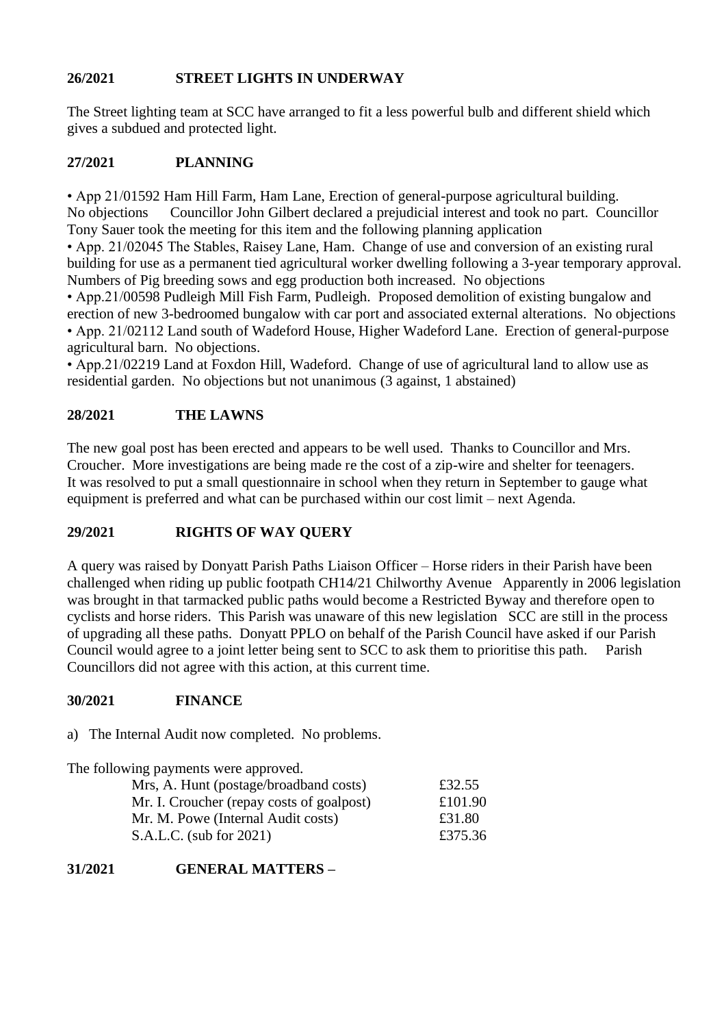## 26/2021 STREET LIGHTS IN UNDERWAY

The Street lighting team at SCC have arranged to fit a less powerful bulb and different shield which gives a subdued and protected light.

## 27/2021 PLANNING

• App 21/01592 Ham Hill Farm, Ham Lane, Erection of general-purpose agricultural building. No objections Councillor John Gilbert declared a prejudicial interest and took no part. Councillor Tony Sauer took the meeting for this item and the following planning application

• App. 21/02045 The Stables, Raisey Lane, Ham. Change of use and conversion of an existing rural building for use as a permanent tied agricultural worker dwelling following a 3-year temporary approval. Numbers of Pig breeding sows and egg production both increased. No objections

• App.21/00598 Pudleigh Mill Fish Farm, Pudleigh. Proposed demolition of existing bungalow and erection of new 3-bedroomed bungalow with car port and associated external alterations. No objections

• App. 21/02112 Land south of Wadeford House, Higher Wadeford Lane. Erection of general-purpose agricultural barn. No objections.

• App.21/02219 Land at Foxdon Hill, Wadeford. Change of use of agricultural land to allow use as residential garden. No objections but not unanimous (3 against, 1 abstained)

## 28/2021 THE LAWNS

The new goal post has been erected and appears to be well used. Thanks to Councillor and Mrs. Croucher. More investigations are being made re the cost of a zip-wire and shelter for teenagers. It was resolved to put a small questionnaire in school when they return in September to gauge what equipment is preferred and what can be purchased within our cost limit – next Agenda.

## 29/2021 RIGHTS OF WAY QUERY

A query was raised by Donyatt Parish Paths Liaison Officer – Horse riders in their Parish have been challenged when riding up public footpath CH14/21 Chilworthy Avenue Apparently in 2006 legislation was brought in that tarmacked public paths would become a Restricted Byway and therefore open to cyclists and horse riders. This Parish was unaware of this new legislation SCC are still in the process of upgrading all these paths. Donyatt PPLO on behalf of the Parish Council have asked if our Parish Council would agree to a joint letter being sent to SCC to ask them to prioritise this path. Parish Councillors did not agree with this action, at this current time.

## 30/2021 FINANCE

a) The Internal Audit now completed. No problems.

The following payments were approved.

| | |
|---|---|
| Mrs, A. Hunt (postage/broadband costs) | £32.55 |
| Mr. I. Croucher (repay costs of goalpost) | £101.90 |
| Mr. M. Powe (Internal Audit costs) | £31.80 |
| S.A.L.C. (sub for 2021) | £375.36 |

## 31/2021 GENERAL MATTERS –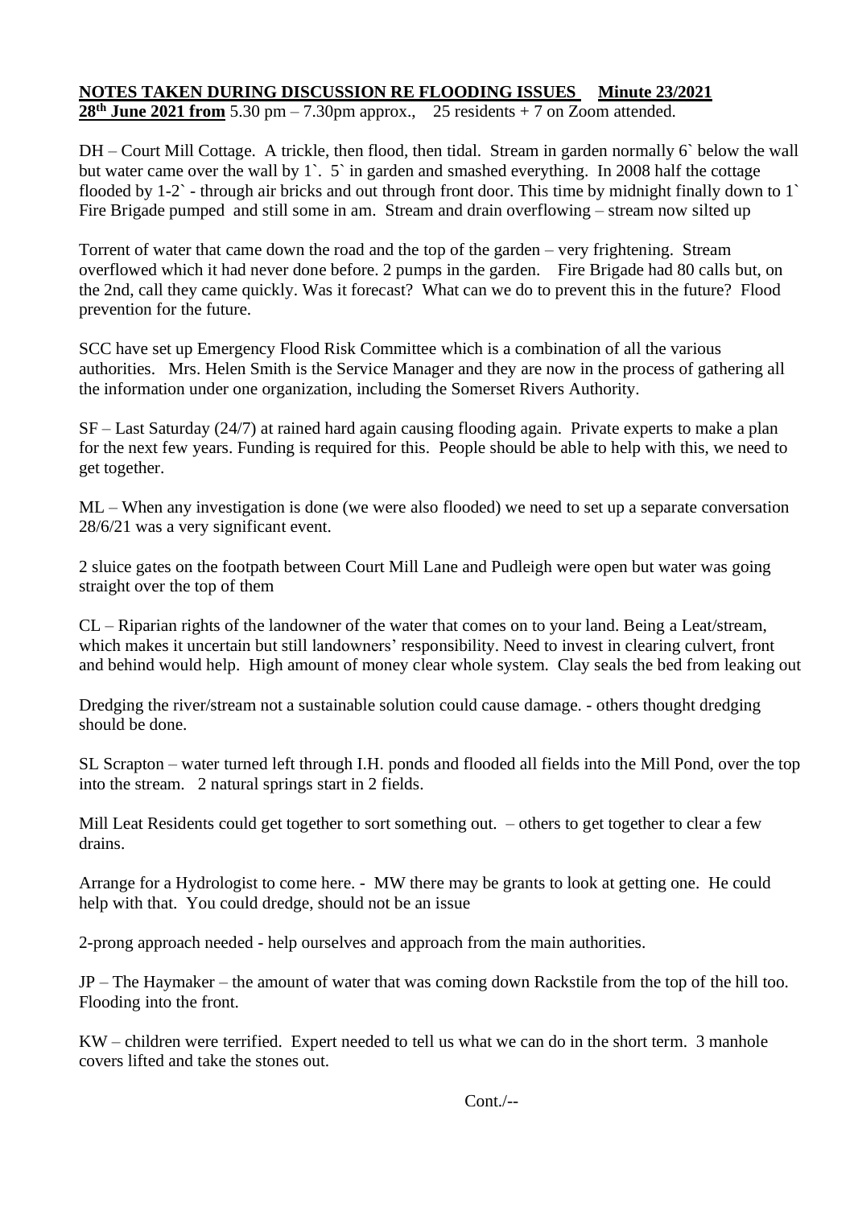**NOTES TAKEN DURING DISCUSSION RE FLOODING ISSUES    Minute 23/2021**
**28th June 2021 from** 5.30 pm – 7.30pm approx.,    25 residents + 7 on Zoom attended.

DH – Court Mill Cottage. A trickle, then flood, then tidal. Stream in garden normally 6` below the wall but water came over the wall by 1`. 5` in garden and smashed everything. In 2008 half the cottage flooded by 1-2` - through air bricks and out through front door. This time by midnight finally down to 1` Fire Brigade pumped and still some in am. Stream and drain overflowing – stream now silted up

Torrent of water that came down the road and the top of the garden – very frightening. Stream overflowed which it had never done before. 2 pumps in the garden. Fire Brigade had 80 calls but, on the 2nd, call they came quickly. Was it forecast? What can we do to prevent this in the future? Flood prevention for the future.

SCC have set up Emergency Flood Risk Committee which is a combination of all the various authorities. Mrs. Helen Smith is the Service Manager and they are now in the process of gathering all the information under one organization, including the Somerset Rivers Authority.

SF – Last Saturday (24/7) at rained hard again causing flooding again. Private experts to make a plan for the next few years. Funding is required for this. People should be able to help with this, we need to get together.

ML – When any investigation is done (we were also flooded) we need to set up a separate conversation 28/6/21 was a very significant event.

2 sluice gates on the footpath between Court Mill Lane and Pudleigh were open but water was going straight over the top of them

CL – Riparian rights of the landowner of the water that comes on to your land. Being a Leat/stream, which makes it uncertain but still landowners' responsibility. Need to invest in clearing culvert, front and behind would help. High amount of money clear whole system. Clay seals the bed from leaking out

Dredging the river/stream not a sustainable solution could cause damage. - others thought dredging should be done.

SL Scrapton – water turned left through I.H. ponds and flooded all fields into the Mill Pond, over the top into the stream. 2 natural springs start in 2 fields.

Mill Leat Residents could get together to sort something out. – others to get together to clear a few drains.

Arrange for a Hydrologist to come here. - MW there may be grants to look at getting one. He could help with that. You could dredge, should not be an issue

2-prong approach needed - help ourselves and approach from the main authorities.

JP – The Haymaker – the amount of water that was coming down Rackstile from the top of the hill too. Flooding into the front.

KW – children were terrified. Expert needed to tell us what we can do in the short term. 3 manhole covers lifted and take the stones out.

Cont./--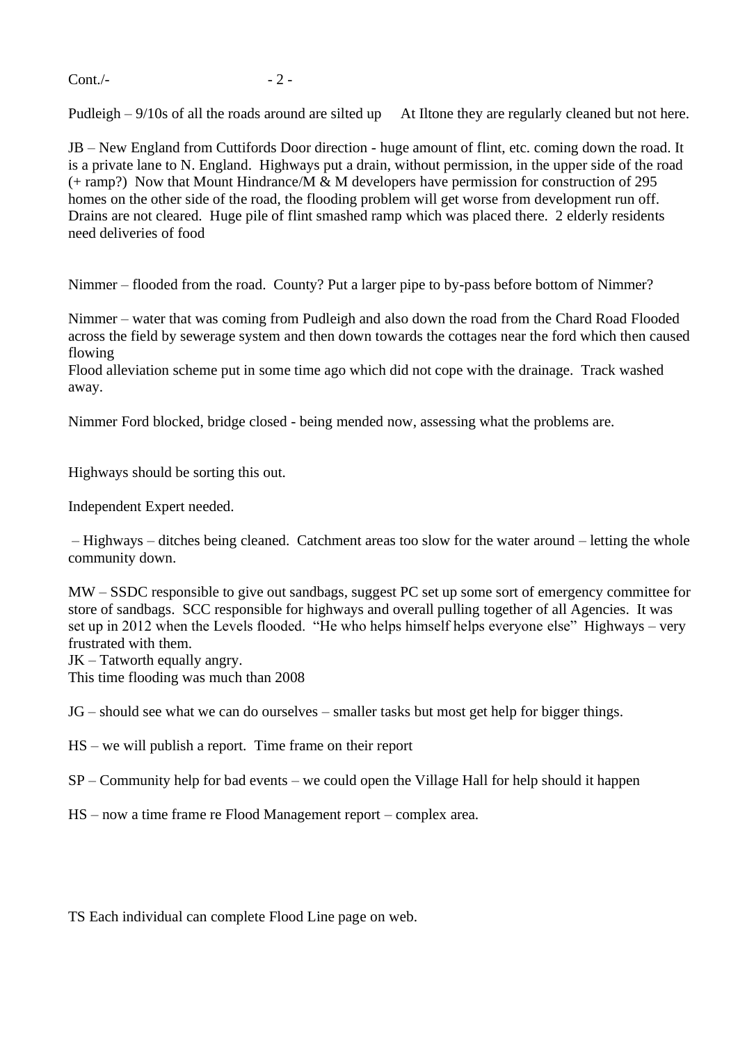Cont./-

Pudleigh – 9/10s of all the roads around are silted up At Iltone they are regularly cleaned but not here.

JB – New England from Cuttifords Door direction - huge amount of flint, etc. coming down the road. It is a private lane to N. England. Highways put a drain, without permission, in the upper side of the road (+ ramp?) Now that Mount Hindrance/M & M developers have permission for construction of 295 homes on the other side of the road, the flooding problem will get worse from development run off. Drains are not cleared. Huge pile of flint smashed ramp which was placed there. 2 elderly residents need deliveries of food

Nimmer – flooded from the road. County? Put a larger pipe to by-pass before bottom of Nimmer?

Nimmer – water that was coming from Pudleigh and also down the road from the Chard Road Flooded across the field by sewerage system and then down towards the cottages near the ford which then caused flowing
Flood alleviation scheme put in some time ago which did not cope with the drainage. Track washed away.

Nimmer Ford blocked, bridge closed - being mended now, assessing what the problems are.

Highways should be sorting this out.

Independent Expert needed.

– Highways – ditches being cleaned. Catchment areas too slow for the water around – letting the whole community down.

MW – SSDC responsible to give out sandbags, suggest PC set up some sort of emergency committee for store of sandbags. SCC responsible for highways and overall pulling together of all Agencies. It was set up in 2012 when the Levels flooded. "He who helps himself helps everyone else" Highways – very frustrated with them.
JK – Tatworth equally angry.
This time flooding was much than 2008

JG – should see what we can do ourselves – smaller tasks but most get help for bigger things.

HS – we will publish a report. Time frame on their report

SP – Community help for bad events – we could open the Village Hall for help should it happen

HS – now a time frame re Flood Management report – complex area.

TS Each individual can complete Flood Line page on web.